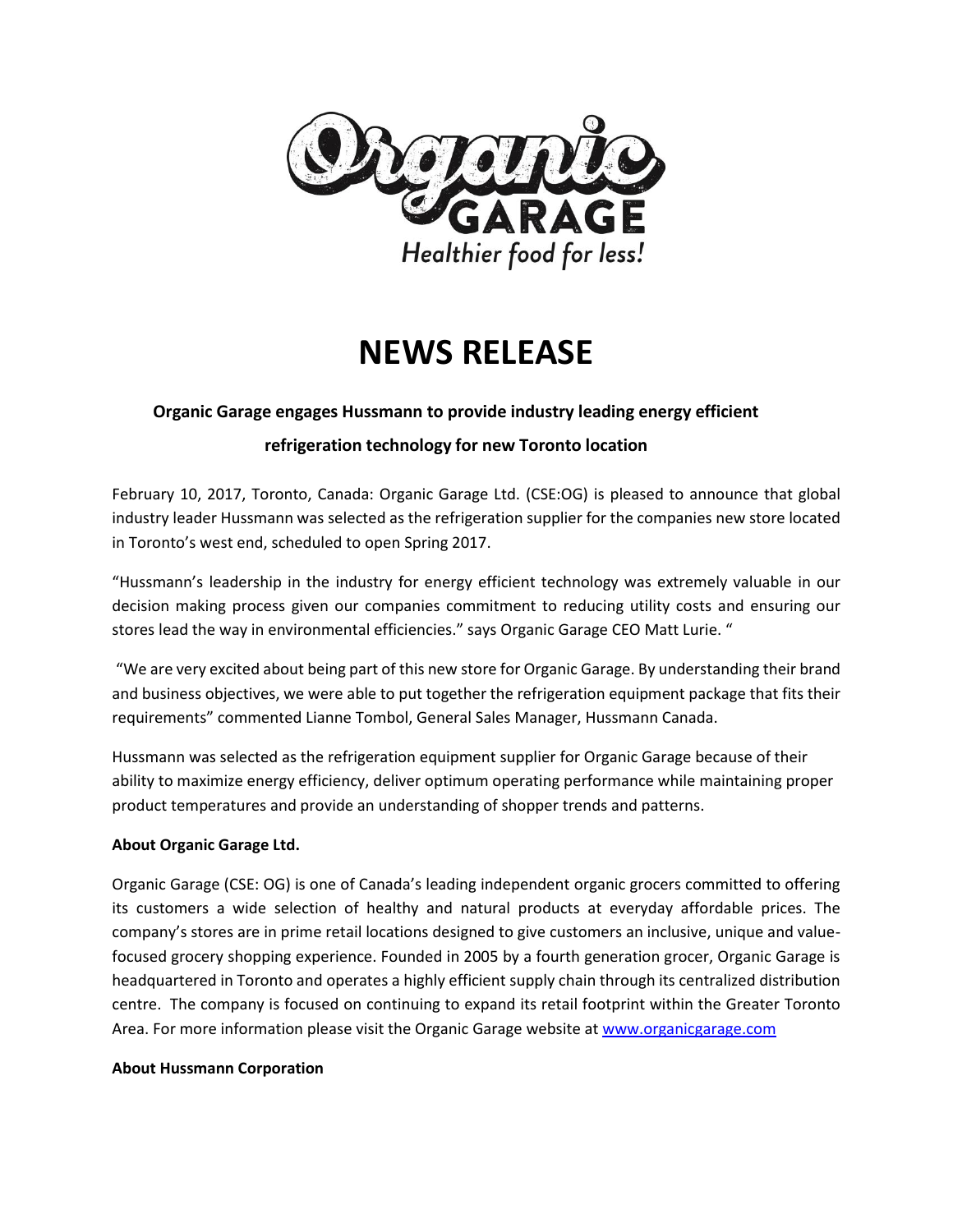Organic GARAGE

*Healthier food for less!*

# NEWS RELEASE

**Organic Garage engages Hussmann to provide industry leading energy efficient refrigeration technology for new Toronto location**

February 10, 2017, Toronto, Canada: Organic Garage Ltd. (CSE:OG) is pleased to announce that global industry leader Hussmann was selected as the refrigeration supplier for the companies new store located in Toronto's west end, scheduled to open Spring 2017.

"Hussmann's leadership in the industry for energy efficient technology was extremely valuable in our decision making process given our companies commitment to reducing utility costs and ensuring our stores lead the way in environmental efficiencies." says Organic Garage CEO Matt Lurie. "

"We are very excited about being part of this new store for Organic Garage. By understanding their brand and business objectives, we were able to put together the refrigeration equipment package that fits their requirements" commented Lianne Tombol, General Sales Manager, Hussmann Canada.

Hussmann was selected as the refrigeration equipment supplier for Organic Garage because of their ability to maximize energy efficiency, deliver optimum operating performance while maintaining proper product temperatures and provide an understanding of shopper trends and patterns.

**About Organic Garage Ltd.**

Organic Garage (CSE: OG) is one of Canada's leading independent organic grocers committed to offering its customers a wide selection of healthy and natural products at everyday affordable prices. The company's stores are in prime retail locations designed to give customers an inclusive, unique and value-focused grocery shopping experience. Founded in 2005 by a fourth generation grocer, Organic Garage is headquartered in Toronto and operates a highly efficient supply chain through its centralized distribution centre. The company is focused on continuing to expand its retail footprint within the Greater Toronto Area. For more information please visit the Organic Garage website at [www.organicgarage.com](http://www.organicgarage.com)

**About Hussmann Corporation**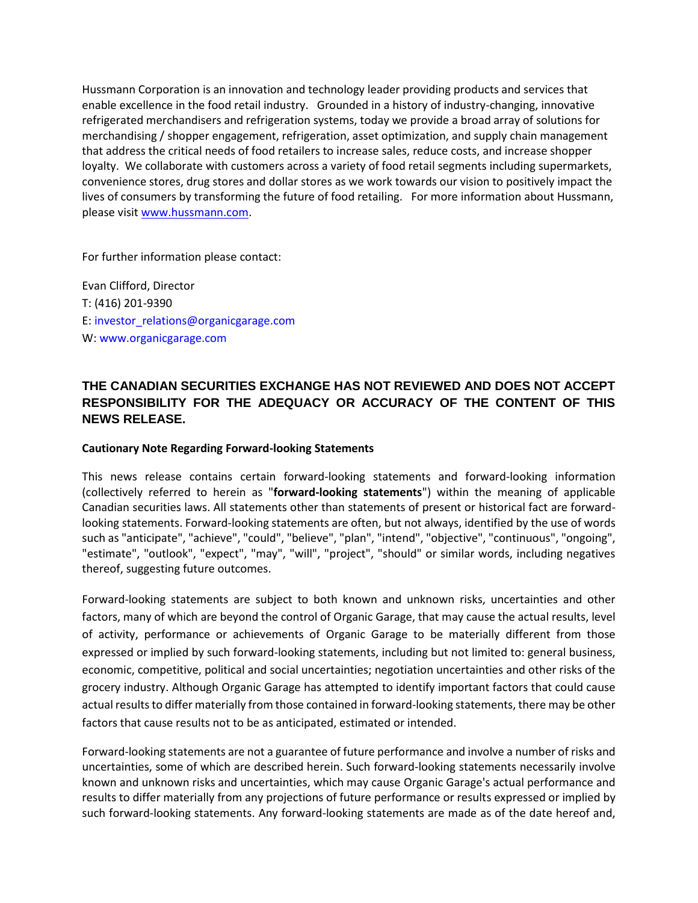Hussmann Corporation is an innovation and technology leader providing products and services that enable excellence in the food retail industry. Grounded in a history of industry-changing, innovative refrigerated merchandisers and refrigeration systems, today we provide a broad array of solutions for merchandising / shopper engagement, refrigeration, asset optimization, and supply chain management that address the critical needs of food retailers to increase sales, reduce costs, and increase shopper loyalty. We collaborate with customers across a variety of food retail segments including supermarkets, convenience stores, drug stores and dollar stores as we work towards our vision to positively impact the lives of consumers by transforming the future of food retailing. For more information about Hussmann, please visit www.hussmann.com.

For further information please contact:

Evan Clifford, Director
T: (416) 201-9390
E: investor_relations@organicgarage.com
W: www.organicgarage.com

**THE CANADIAN SECURITIES EXCHANGE HAS NOT REVIEWED AND DOES NOT ACCEPT RESPONSIBILITY FOR THE ADEQUACY OR ACCURACY OF THE CONTENT OF THIS NEWS RELEASE.**

**Cautionary Note Regarding Forward-looking Statements**

This news release contains certain forward-looking statements and forward-looking information (collectively referred to herein as "**forward-looking statements**") within the meaning of applicable Canadian securities laws. All statements other than statements of present or historical fact are forward-looking statements. Forward-looking statements are often, but not always, identified by the use of words such as "anticipate", "achieve", "could", "believe", "plan", "intend", "objective", "continuous", "ongoing", "estimate", "outlook", "expect", "may", "will", "project", "should" or similar words, including negatives thereof, suggesting future outcomes.

Forward-looking statements are subject to both known and unknown risks, uncertainties and other factors, many of which are beyond the control of Organic Garage, that may cause the actual results, level of activity, performance or achievements of Organic Garage to be materially different from those expressed or implied by such forward-looking statements, including but not limited to: general business, economic, competitive, political and social uncertainties; negotiation uncertainties and other risks of the grocery industry. Although Organic Garage has attempted to identify important factors that could cause actual results to differ materially from those contained in forward-looking statements, there may be other factors that cause results not to be as anticipated, estimated or intended.

Forward-looking statements are not a guarantee of future performance and involve a number of risks and uncertainties, some of which are described herein. Such forward-looking statements necessarily involve known and unknown risks and uncertainties, which may cause Organic Garage's actual performance and results to differ materially from any projections of future performance or results expressed or implied by such forward-looking statements. Any forward-looking statements are made as of the date hereof and,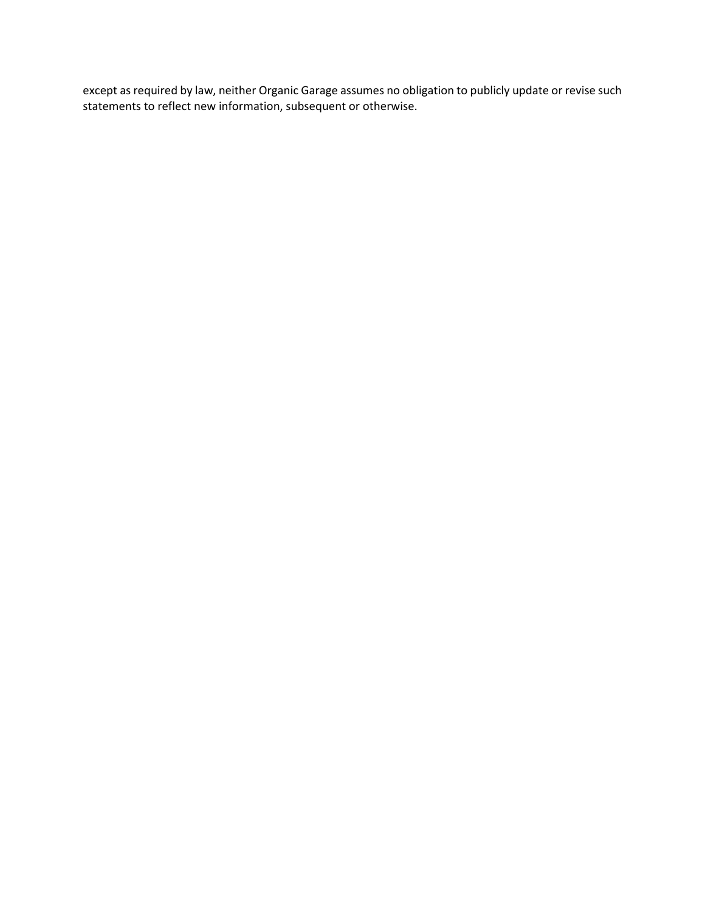except as required by law, neither Organic Garage assumes no obligation to publicly update or revise such statements to reflect new information, subsequent or otherwise.